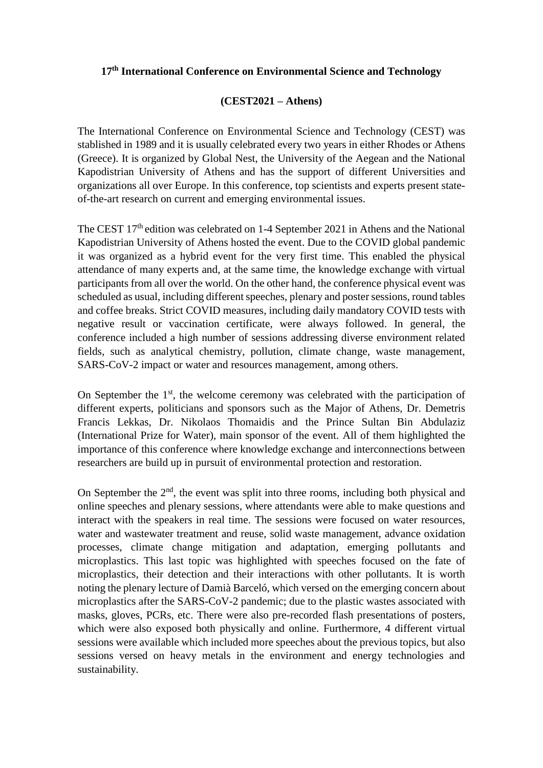**17th International Conference on Environmental Science and Technology**

**(CEST2021 – Athens)**

The International Conference on Environmental Science and Technology (CEST) was stablished in 1989 and it is usually celebrated every two years in either Rhodes or Athens (Greece). It is organized by Global Nest, the University of the Aegean and the National Kapodistrian University of Athens and has the support of different Universities and organizations all over Europe. In this conference, top scientists and experts present state-of-the-art research on current and emerging environmental issues.

The CEST 17th edition was celebrated on 1-4 September 2021 in Athens and the National Kapodistrian University of Athens hosted the event. Due to the COVID global pandemic it was organized as a hybrid event for the very first time. This enabled the physical attendance of many experts and, at the same time, the knowledge exchange with virtual participants from all over the world. On the other hand, the conference physical event was scheduled as usual, including different speeches, plenary and poster sessions, round tables and coffee breaks. Strict COVID measures, including daily mandatory COVID tests with negative result or vaccination certificate, were always followed. In general, the conference included a high number of sessions addressing diverse environment related fields, such as analytical chemistry, pollution, climate change, waste management, SARS-CoV-2 impact or water and resources management, among others.

On September the 1st, the welcome ceremony was celebrated with the participation of different experts, politicians and sponsors such as the Major of Athens, Dr. Demetris Francis Lekkas, Dr. Nikolaos Thomaidis and the Prince Sultan Bin Abdulaziz (International Prize for Water), main sponsor of the event. All of them highlighted the importance of this conference where knowledge exchange and interconnections between researchers are build up in pursuit of environmental protection and restoration.

On September the 2nd, the event was split into three rooms, including both physical and online speeches and plenary sessions, where attendants were able to make questions and interact with the speakers in real time. The sessions were focused on water resources, water and wastewater treatment and reuse, solid waste management, advance oxidation processes, climate change mitigation and adaptation, emerging pollutants and microplastics. This last topic was highlighted with speeches focused on the fate of microplastics, their detection and their interactions with other pollutants. It is worth noting the plenary lecture of Damià Barceló, which versed on the emerging concern about microplastics after the SARS-CoV-2 pandemic; due to the plastic wastes associated with masks, gloves, PCRs, etc. There were also pre-recorded flash presentations of posters, which were also exposed both physically and online. Furthermore, 4 different virtual sessions were available which included more speeches about the previous topics, but also sessions versed on heavy metals in the environment and energy technologies and sustainability.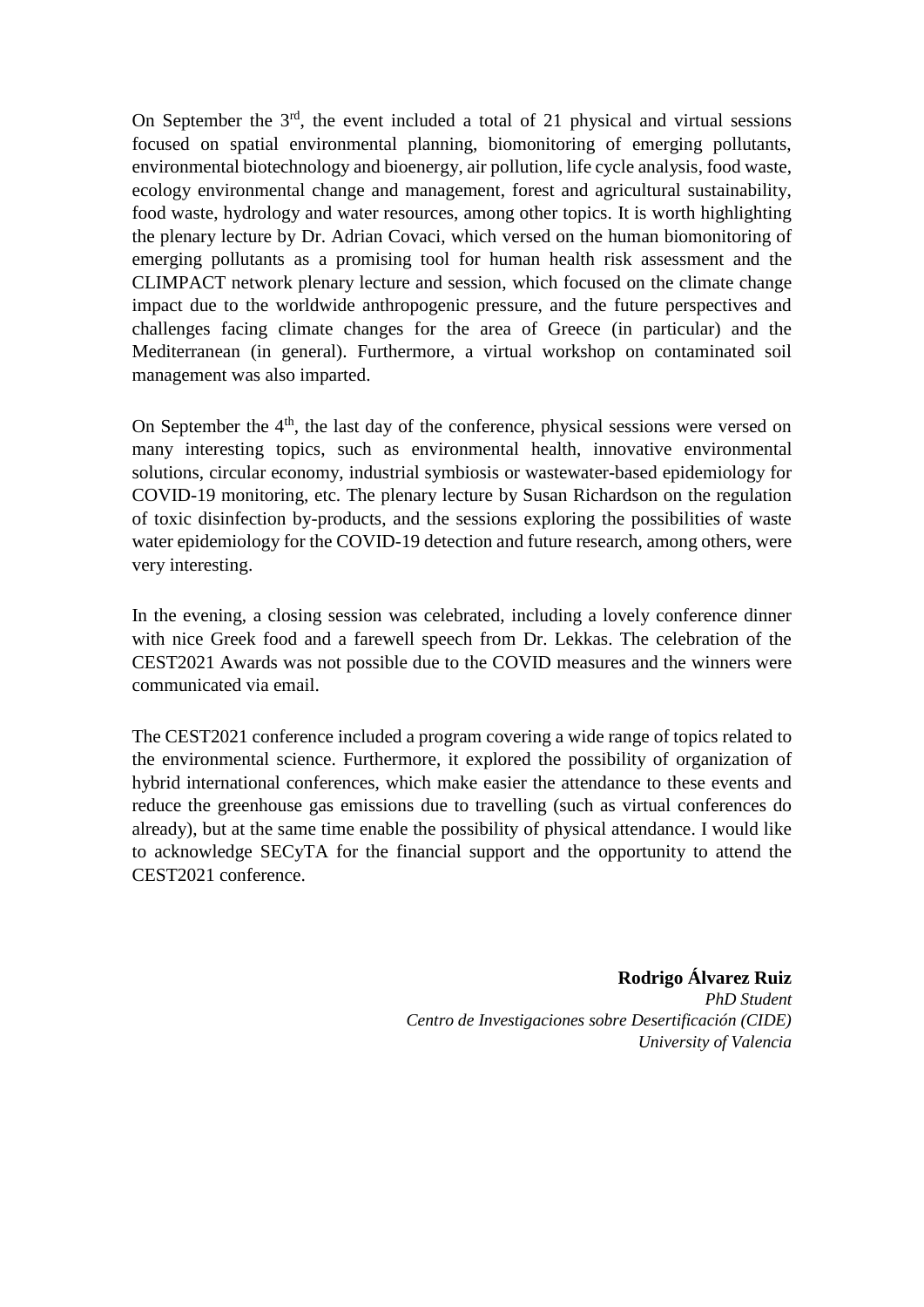On September the 3rd, the event included a total of 21 physical and virtual sessions focused on spatial environmental planning, biomonitoring of emerging pollutants, environmental biotechnology and bioenergy, air pollution, life cycle analysis, food waste, ecology environmental change and management, forest and agricultural sustainability, food waste, hydrology and water resources, among other topics. It is worth highlighting the plenary lecture by Dr. Adrian Covaci, which versed on the human biomonitoring of emerging pollutants as a promising tool for human health risk assessment and the CLIMPACT network plenary lecture and session, which focused on the climate change impact due to the worldwide anthropogenic pressure, and the future perspectives and challenges facing climate changes for the area of Greece (in particular) and the Mediterranean (in general). Furthermore, a virtual workshop on contaminated soil management was also imparted.

On September the 4th, the last day of the conference, physical sessions were versed on many interesting topics, such as environmental health, innovative environmental solutions, circular economy, industrial symbiosis or wastewater-based epidemiology for COVID-19 monitoring, etc. The plenary lecture by Susan Richardson on the regulation of toxic disinfection by-products, and the sessions exploring the possibilities of waste water epidemiology for the COVID-19 detection and future research, among others, were very interesting.

In the evening, a closing session was celebrated, including a lovely conference dinner with nice Greek food and a farewell speech from Dr. Lekkas. The celebration of the CEST2021 Awards was not possible due to the COVID measures and the winners were communicated via email.

The CEST2021 conference included a program covering a wide range of topics related to the environmental science. Furthermore, it explored the possibility of organization of hybrid international conferences, which make easier the attendance to these events and reduce the greenhouse gas emissions due to travelling (such as virtual conferences do already), but at the same time enable the possibility of physical attendance. I would like to acknowledge SECyTA for the financial support and the opportunity to attend the CEST2021 conference.

**Rodrigo Álvarez Ruiz**
*PhD Student*
*Centro de Investigaciones sobre Desertificación (CIDE)*
*University of Valencia*